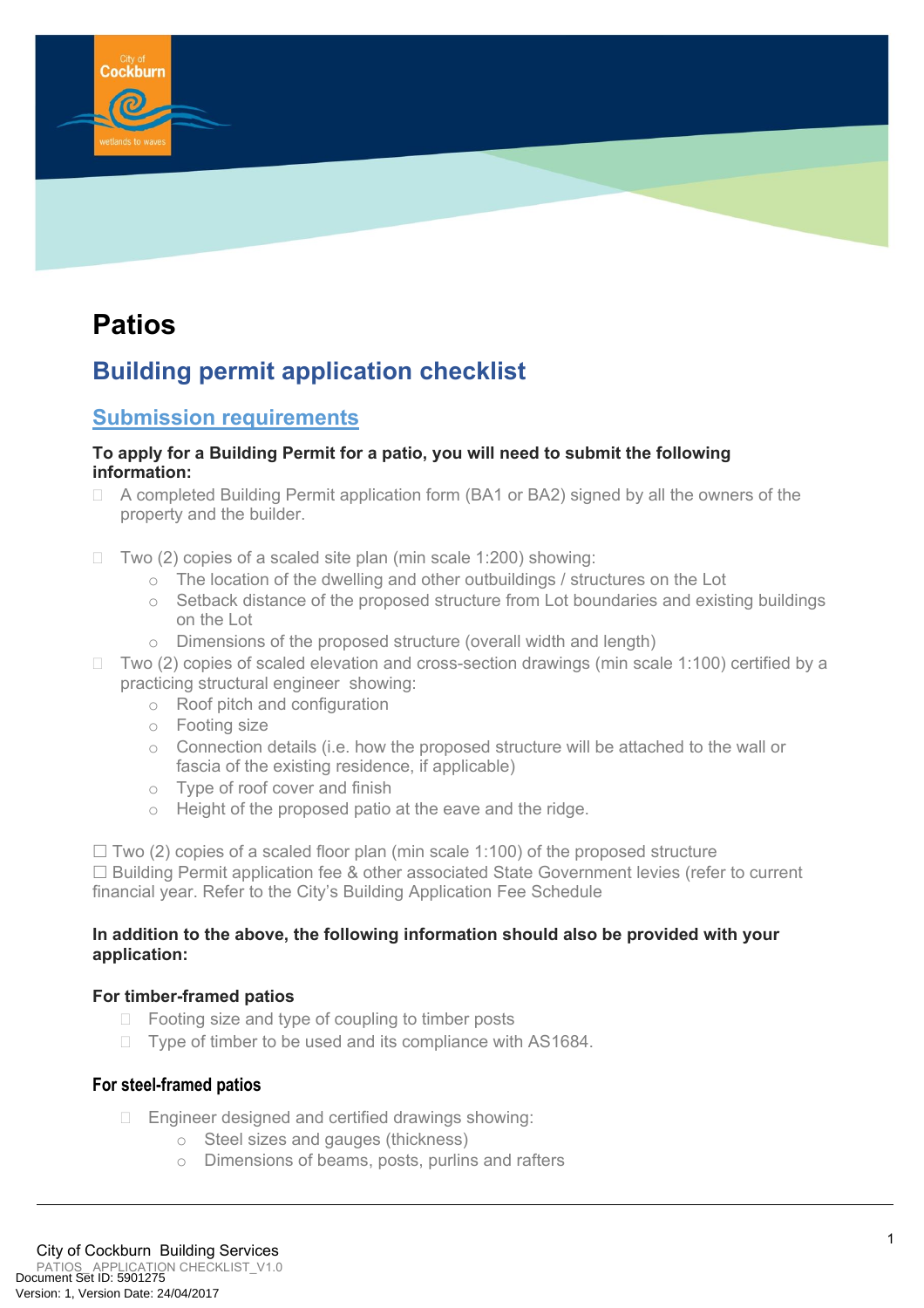# Patios

## Building permit application checklist

### Submission requirements

**To apply for a Building Permit for a patio, you will need to submit the following information:**

- ☐ A completed Building Permit application form (BA1 or BA2) signed by all the owners of the property and the builder.
- ☐ Two (2) copies of a scaled site plan (min scale 1:200) showing:
  - The location of the dwelling and other outbuildings / structures on the Lot
  - Setback distance of the proposed structure from Lot boundaries and existing buildings on the Lot
  - Dimensions of the proposed structure (overall width and length)
- ☐ Two (2) copies of scaled elevation and cross-section drawings (min scale 1:100) certified by a practicing structural engineer showing:
  - Roof pitch and configuration
  - Footing size
  - Connection details (i.e. how the proposed structure will be attached to the wall or fascia of the existing residence, if applicable)
  - Type of roof cover and finish
  - Height of the proposed patio at the eave and the ridge.

☐ Two (2) copies of a scaled floor plan (min scale 1:100) of the proposed structure
☐ Building Permit application fee & other associated State Government levies (refer to current financial year. Refer to the City's Building Application Fee Schedule

**In addition to the above, the following information should also be provided with your application:**

#### For timber-framed patios

- ☐ Footing size and type of coupling to timber posts
- ☐ Type of timber to be used and its compliance with AS1684.

#### For steel-framed patios

- ☐ Engineer designed and certified drawings showing:
  - Steel sizes and gauges (thickness)
  - Dimensions of beams, posts, purlins and rafters

City of Cockburn Building Services
PATIOS APPLICATION CHECKLIST_V1.0
Document Set ID: 5901275
Version: 1, Version Date: 24/04/2017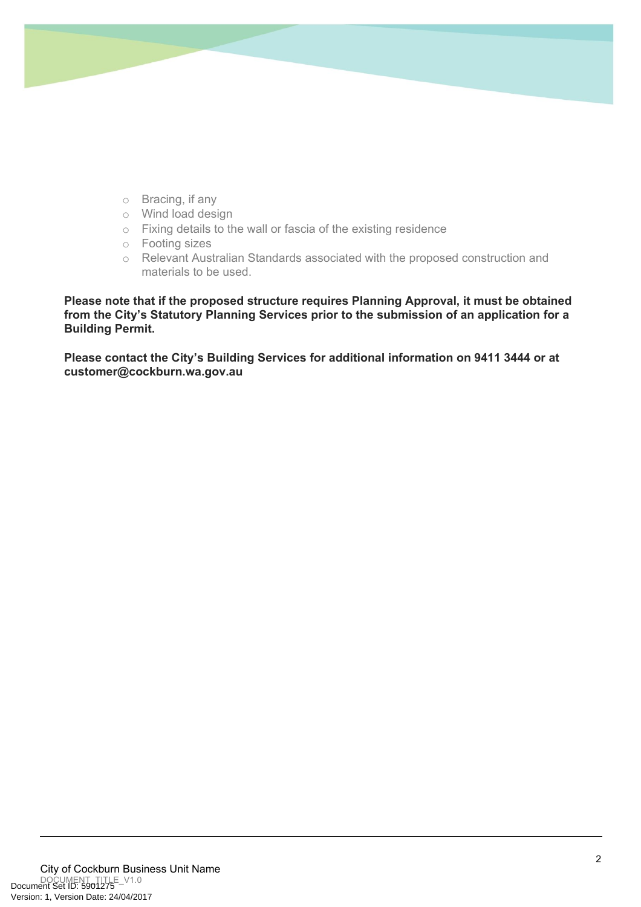- Bracing, if any
- Wind load design
- Fixing details to the wall or fascia of the existing residence
- Footing sizes
- Relevant Australian Standards associated with the proposed construction and materials to be used.

**Please note that if the proposed structure requires Planning Approval, it must be obtained from the City's Statutory Planning Services prior to the submission of an application for a Building Permit.**

**Please contact the City's Building Services for additional information on 9411 3444 or at customer@cockburn.wa.gov.au**